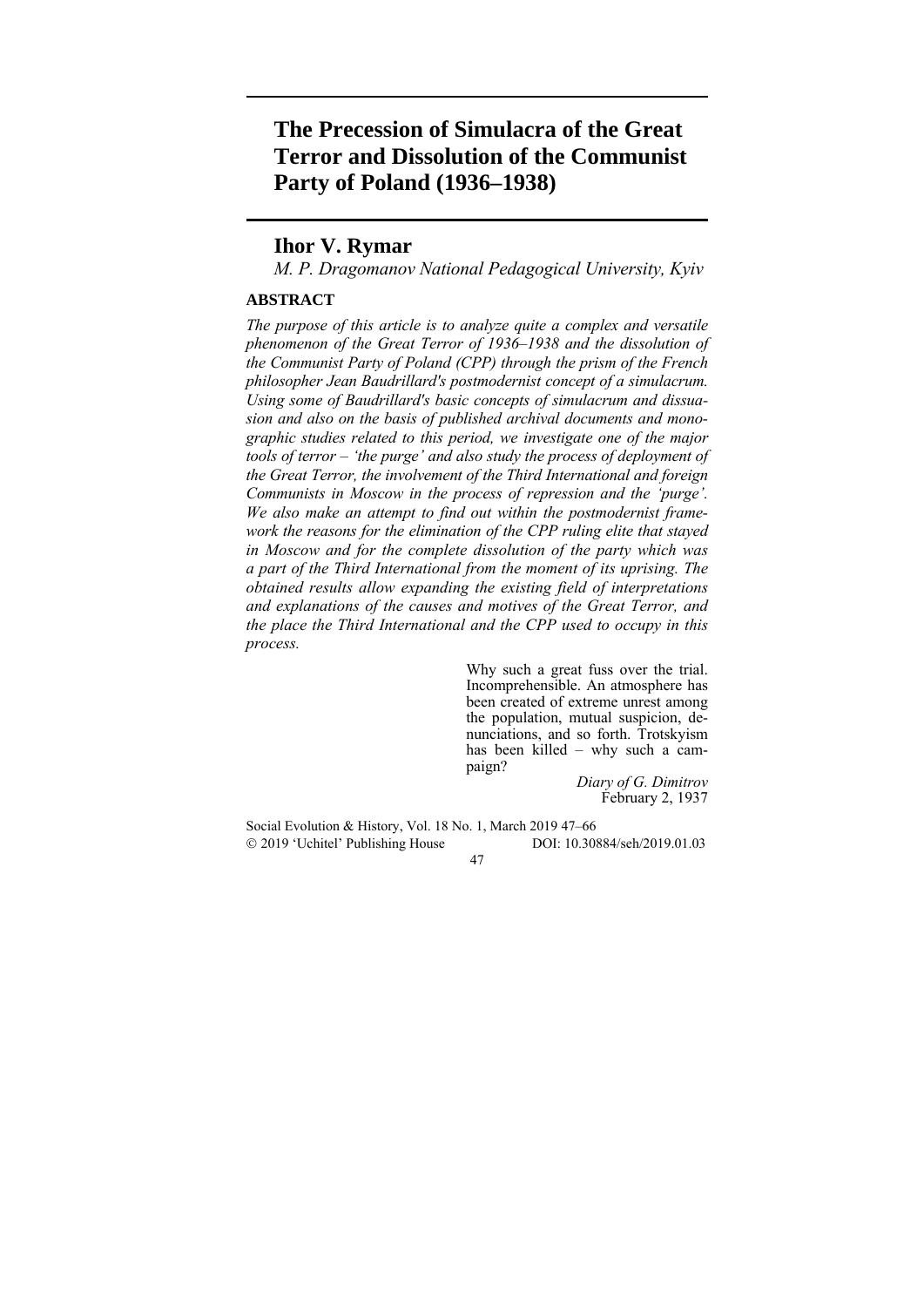# The Precession of Simulacra of the Great Terror and Dissolution of the Communist Party of Poland (1936–1938)

## Ihor V. Rymar

*M. P. Dragomanov National Pedagogical University, Kyiv*

### ABSTRACT

*The purpose of this article is to analyze quite a complex and versatile phenomenon of the Great Terror of 1936–1938 and the dissolution of the Communist Party of Poland (CPP) through the prism of the French philosopher Jean Baudrillard's postmodernist concept of a simulacrum. Using some of Baudrillard's basic concepts of simulacrum and dissuasion and also on the basis of published archival documents and monographic studies related to this period, we investigate one of the major tools of terror – 'the purge' and also study the process of deployment of the Great Terror, the involvement of the Third International and foreign Communists in Moscow in the process of repression and the 'purge'. We also make an attempt to find out within the postmodernist framework the reasons for the elimination of the CPP ruling elite that stayed in Moscow and for the complete dissolution of the party which was a part of the Third International from the moment of its uprising. The obtained results allow expanding the existing field of interpretations and explanations of the causes and motives of the Great Terror, and the place the Third International and the CPP used to occupy in this process.*

> Why such a great fuss over the trial. Incomprehensible. An atmosphere has been created of extreme unrest among the population, mutual suspicion, denunciations, and so forth. Trotskyism has been killed – why such a campaign?
>
> *Diary of G. Dimitrov*
> February 2, 1937

Social Evolution & History, Vol. 18 No. 1, March 2019 47–66
© 2019 'Uchitel' Publishing House DOI: 10.30884/seh/2019.01.03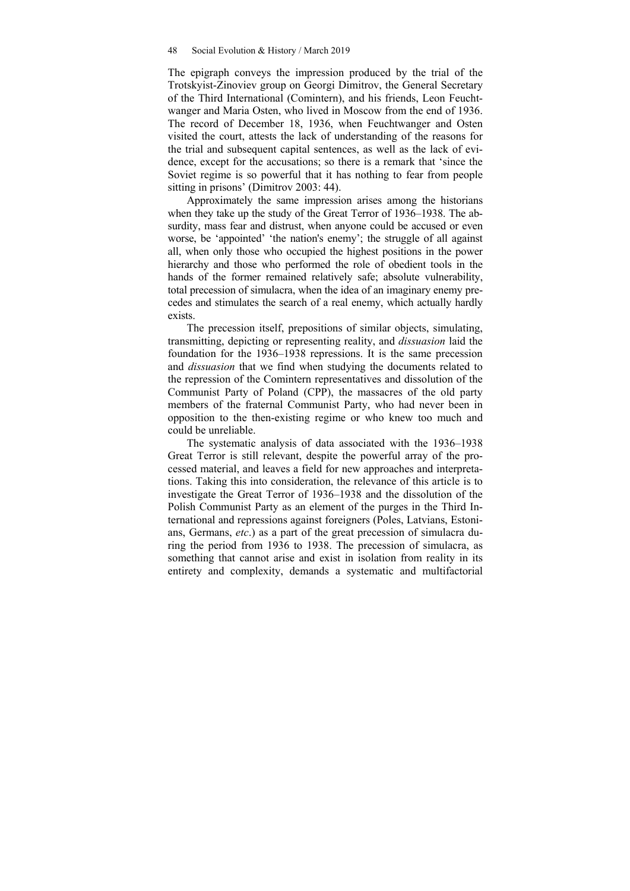The epigraph conveys the impression produced by the trial of the Trotskyist-Zinoviev group on Georgi Dimitrov, the General Secretary of the Third International (Comintern), and his friends, Leon Feuchtwanger and Maria Osten, who lived in Moscow from the end of 1936. The record of December 18, 1936, when Feuchtwanger and Osten visited the court, attests the lack of understanding of the reasons for the trial and subsequent capital sentences, as well as the lack of evidence, except for the accusations; so there is a remark that 'since the Soviet regime is so powerful that it has nothing to fear from people sitting in prisons' (Dimitrov 2003: 44).

Approximately the same impression arises among the historians when they take up the study of the Great Terror of 1936–1938. The absurdity, mass fear and distrust, when anyone could be accused or even worse, be 'appointed' 'the nation's enemy'; the struggle of all against all, when only those who occupied the highest positions in the power hierarchy and those who performed the role of obedient tools in the hands of the former remained relatively safe; absolute vulnerability, total precession of simulacra, when the idea of an imaginary enemy precedes and stimulates the search of a real enemy, which actually hardly exists.

The precession itself, prepositions of similar objects, simulating, transmitting, depicting or representing reality, and *dissuasion* laid the foundation for the 1936–1938 repressions. It is the same precession and *dissuasion* that we find when studying the documents related to the repression of the Comintern representatives and dissolution of the Communist Party of Poland (CPP), the massacres of the old party members of the fraternal Communist Party, who had never been in opposition to the then-existing regime or who knew too much and could be unreliable.

The systematic analysis of data associated with the 1936–1938 Great Terror is still relevant, despite the powerful array of the processed material, and leaves a field for new approaches and interpretations. Taking this into consideration, the relevance of this article is to investigate the Great Terror of 1936–1938 and the dissolution of the Polish Communist Party as an element of the purges in the Third International and repressions against foreigners (Poles, Latvians, Estonians, Germans, *etc*.) as a part of the great precession of simulacra during the period from 1936 to 1938. The precession of simulacra, as something that cannot arise and exist in isolation from reality in its entirety and complexity, demands a systematic and multifactorial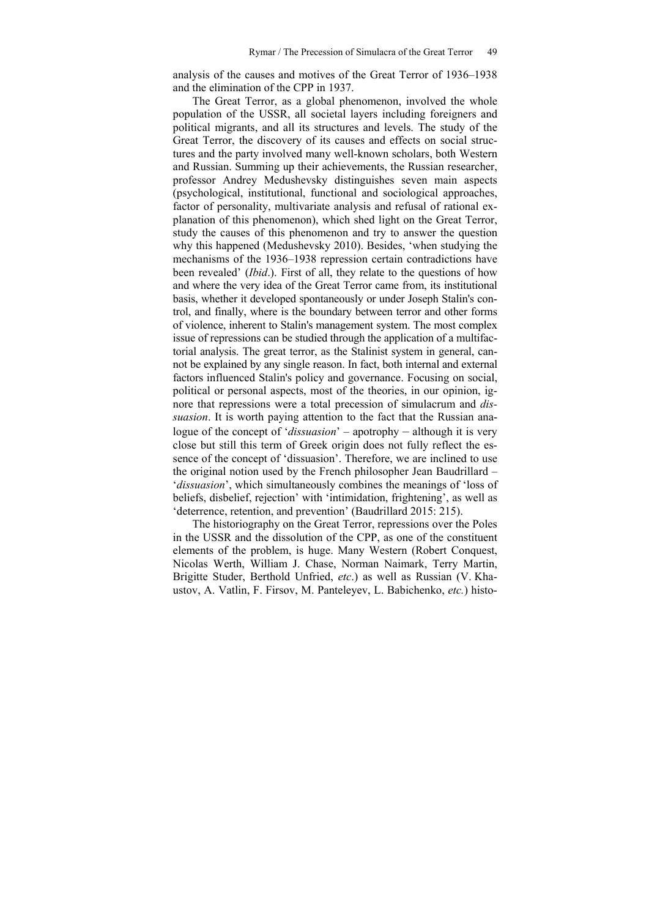analysis of the causes and motives of the Great Terror of 1936–1938 and the elimination of the CPP in 1937.

The Great Terror, as a global phenomenon, involved the whole population of the USSR, all societal layers including foreigners and political migrants, and all its structures and levels. The study of the Great Terror, the discovery of its causes and effects on social structures and the party involved many well-known scholars, both Western and Russian. Summing up their achievements, the Russian researcher, professor Andrey Medushevsky distinguishes seven main aspects (psychological, institutional, functional and sociological approaches, factor of personality, multivariate analysis and refusal of rational explanation of this phenomenon), which shed light on the Great Terror, study the causes of this phenomenon and try to answer the question why this happened (Medushevsky 2010). Besides, 'when studying the mechanisms of the 1936–1938 repression certain contradictions have been revealed' (*Ibid*.). First of all, they relate to the questions of how and where the very idea of the Great Terror came from, its institutional basis, whether it developed spontaneously or under Joseph Stalin's control, and finally, where is the boundary between terror and other forms of violence, inherent to Stalin's management system. The most complex issue of repressions can be studied through the application of a multifactorial analysis. The great terror, as the Stalinist system in general, cannot be explained by any single reason. In fact, both internal and external factors influenced Stalin's policy and governance. Focusing on social, political or personal aspects, most of the theories, in our opinion, ignore that repressions were a total precession of simulacrum and *dissuasion*. It is worth paying attention to the fact that the Russian analogue of the concept of '*dissuasion*' – apotrophy – although it is very close but still this term of Greek origin does not fully reflect the essence of the concept of 'dissuasion'. Therefore, we are inclined to use the original notion used by the French philosopher Jean Baudrillard – '*dissuasion*', which simultaneously combines the meanings of 'loss of beliefs, disbelief, rejection' with 'intimidation, frightening', as well as 'deterrence, retention, and prevention' (Baudrillard 2015: 215).

The historiography on the Great Terror, repressions over the Poles in the USSR and the dissolution of the CPP, as one of the constituent elements of the problem, is huge. Many Western (Robert Conquest, Nicolas Werth, William J. Chase, Norman Naimark, Terry Martin, Brigitte Studer, Berthold Unfried, *etc*.) as well as Russian (V. Khaustov, A. Vatlin, F. Firsov, M. Panteleyev, L. Babichenko, *etc.*) histo-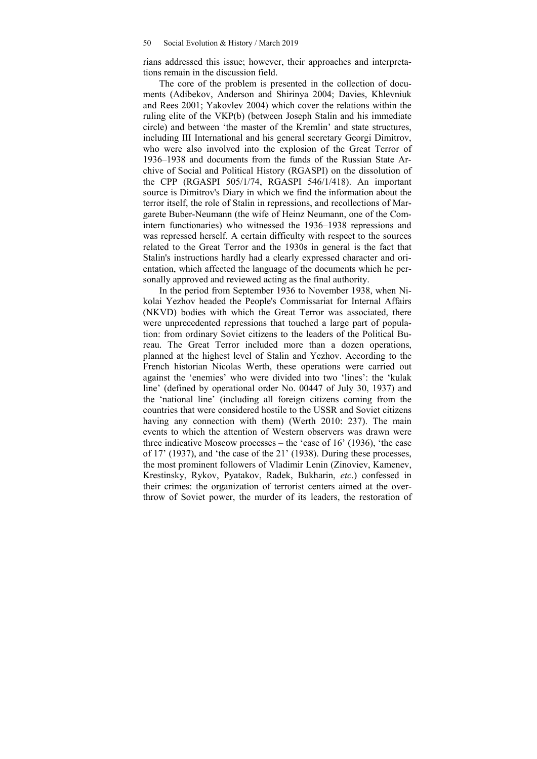rians addressed this issue; however, their approaches and interpretations remain in the discussion field.

The core of the problem is presented in the collection of documents (Adibekov, Anderson and Shirinya 2004; Davies, Khlevniuk and Rees 2001; Yakovlev 2004) which cover the relations within the ruling elite of the VKP(b) (between Joseph Stalin and his immediate circle) and between 'the master of the Kremlin' and state structures, including III International and his general secretary Georgi Dimitrov, who were also involved into the explosion of the Great Terror of 1936–1938 and documents from the funds of the Russian State Archive of Social and Political History (RGASPI) on the dissolution of the CPP (RGASPI 505/1/74, RGASPI 546/1/418). An important source is Dimitrov's Diary in which we find the information about the terror itself, the role of Stalin in repressions, and recollections of Margarete Buber-Neumann (the wife of Heinz Neumann, one of the Comintern functionaries) who witnessed the 1936–1938 repressions and was repressed herself. A certain difficulty with respect to the sources related to the Great Terror and the 1930s in general is the fact that Stalin's instructions hardly had a clearly expressed character and orientation, which affected the language of the documents which he personally approved and reviewed acting as the final authority.

In the period from September 1936 to November 1938, when Nikolai Yezhov headed the People's Commissariat for Internal Affairs (NKVD) bodies with which the Great Terror was associated, there were unprecedented repressions that touched a large part of population: from ordinary Soviet citizens to the leaders of the Political Bureau. The Great Terror included more than a dozen operations, planned at the highest level of Stalin and Yezhov. According to the French historian Nicolas Werth, these operations were carried out against the 'enemies' who were divided into two 'lines': the 'kulak line' (defined by operational order No. 00447 of July 30, 1937) and the 'national line' (including all foreign citizens coming from the countries that were considered hostile to the USSR and Soviet citizens having any connection with them) (Werth 2010: 237). The main events to which the attention of Western observers was drawn were three indicative Moscow processes – the 'case of 16' (1936), 'the case of 17' (1937), and 'the case of the 21' (1938). During these processes, the most prominent followers of Vladimir Lenin (Zinoviev, Kamenev, Krestinsky, Rykov, Pyatakov, Radek, Bukharin, *etc*.) confessed in their crimes: the organization of terrorist centers aimed at the overthrow of Soviet power, the murder of its leaders, the restoration of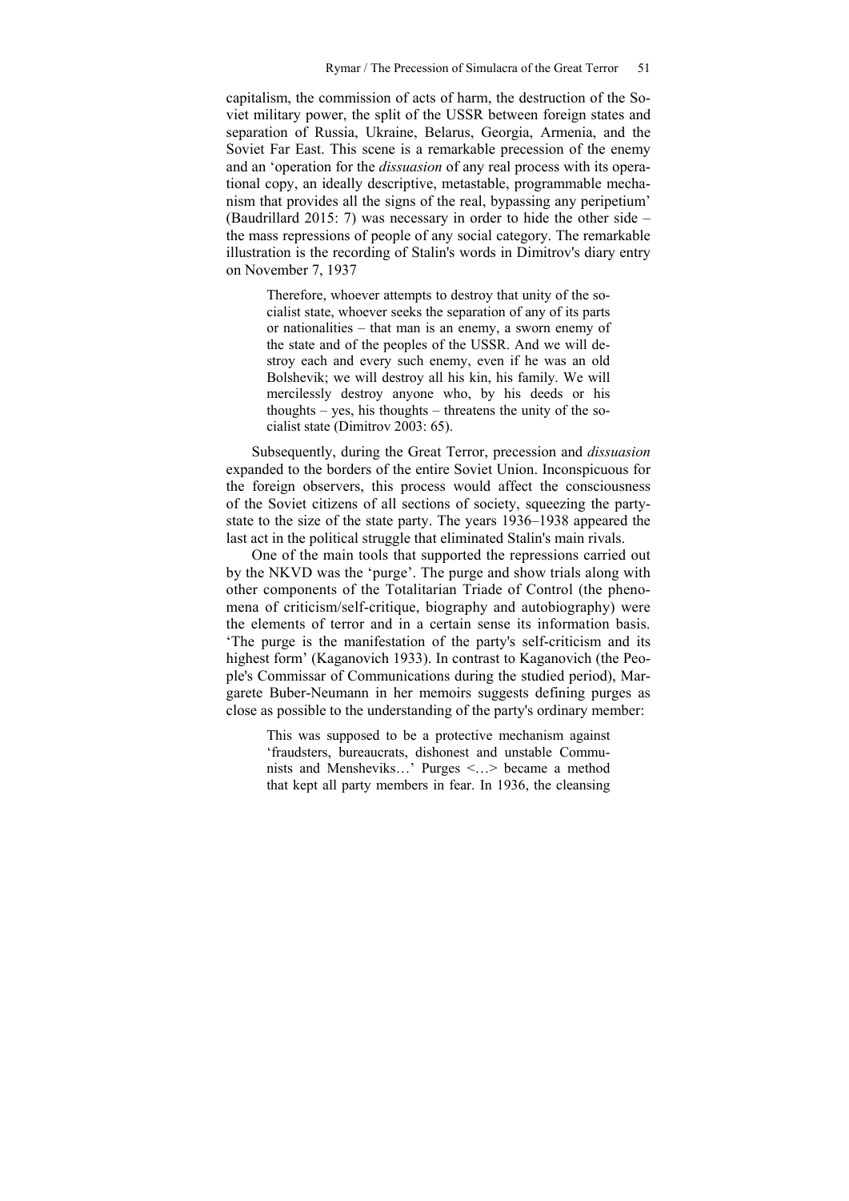capitalism, the commission of acts of harm, the destruction of the Soviet military power, the split of the USSR between foreign states and separation of Russia, Ukraine, Belarus, Georgia, Armenia, and the Soviet Far East. This scene is a remarkable precession of the enemy and an 'operation for the *dissuasion* of any real process with its operational copy, an ideally descriptive, metastable, programmable mechanism that provides all the signs of the real, bypassing any peripetium' (Baudrillard 2015: 7) was necessary in order to hide the other side – the mass repressions of people of any social category. The remarkable illustration is the recording of Stalin's words in Dimitrov's diary entry on November 7, 1937

> Therefore, whoever attempts to destroy that unity of the socialist state, whoever seeks the separation of any of its parts or nationalities – that man is an enemy, a sworn enemy of the state and of the peoples of the USSR. And we will destroy each and every such enemy, even if he was an old Bolshevik; we will destroy all his kin, his family. We will mercilessly destroy anyone who, by his deeds or his thoughts – yes, his thoughts – threatens the unity of the socialist state (Dimitrov 2003: 65).

Subsequently, during the Great Terror, precession and *dissuasion* expanded to the borders of the entire Soviet Union. Inconspicuous for the foreign observers, this process would affect the consciousness of the Soviet citizens of all sections of society, squeezing the party-state to the size of the state party. The years 1936–1938 appeared the last act in the political struggle that eliminated Stalin's main rivals.

One of the main tools that supported the repressions carried out by the NKVD was the 'purge'. The purge and show trials along with other components of the Totalitarian Triade of Control (the phenomena of criticism/self-critique, biography and autobiography) were the elements of terror and in a certain sense its information basis. 'The purge is the manifestation of the party's self-criticism and its highest form' (Kaganovich 1933). In contrast to Kaganovich (the People's Commissar of Communications during the studied period), Margarete Buber-Neumann in her memoirs suggests defining purges as close as possible to the understanding of the party's ordinary member:

> This was supposed to be a protective mechanism against 'fraudsters, bureaucrats, dishonest and unstable Communists and Mensheviks…' Purges <…> became a method that kept all party members in fear. In 1936, the cleansing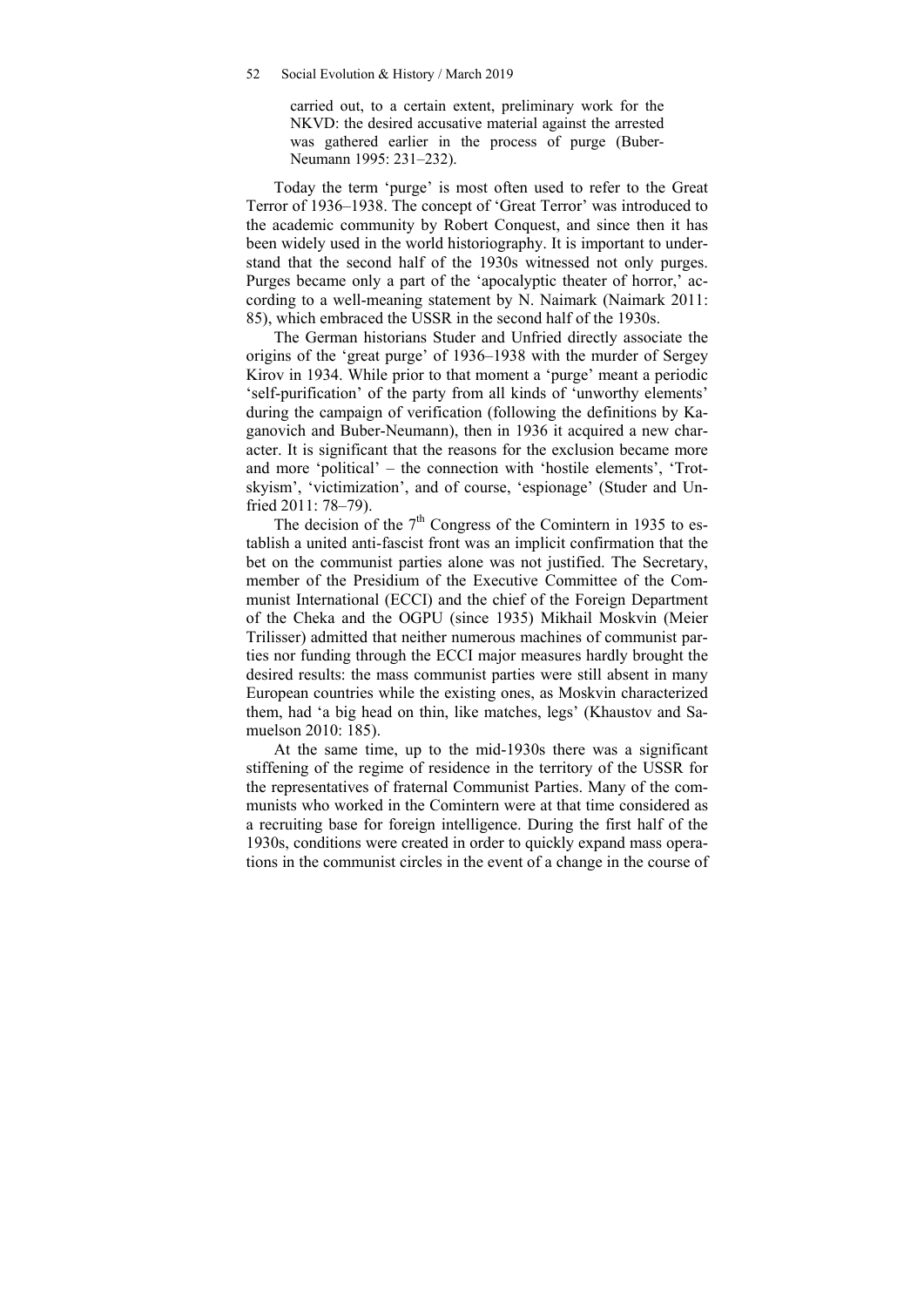> carried out, to a certain extent, preliminary work for the NKVD: the desired accusative material against the arrested was gathered earlier in the process of purge (Buber-Neumann 1995: 231–232).

Today the term 'purge' is most often used to refer to the Great Terror of 1936–1938. The concept of 'Great Terror' was introduced to the academic community by Robert Conquest, and since then it has been widely used in the world historiography. It is important to understand that the second half of the 1930s witnessed not only purges. Purges became only a part of the 'apocalyptic theater of horror,' according to a well-meaning statement by N. Naimark (Naimark 2011: 85), which embraced the USSR in the second half of the 1930s.

The German historians Studer and Unfried directly associate the origins of the 'great purge' of 1936–1938 with the murder of Sergey Kirov in 1934. While prior to that moment a 'purge' meant a periodic 'self-purification' of the party from all kinds of 'unworthy elements' during the campaign of verification (following the definitions by Kaganovich and Buber-Neumann), then in 1936 it acquired a new character. It is significant that the reasons for the exclusion became more and more 'political' – the connection with 'hostile elements', 'Trotskyism', 'victimization', and of course, 'espionage' (Studer and Unfried 2011: 78–79).

The decision of the 7th Congress of the Comintern in 1935 to establish a united anti-fascist front was an implicit confirmation that the bet on the communist parties alone was not justified. The Secretary, member of the Presidium of the Executive Committee of the Communist International (ECCI) and the chief of the Foreign Department of the Cheka and the OGPU (since 1935) Mikhail Moskvin (Meier Trilisser) admitted that neither numerous machines of communist parties nor funding through the ECCI major measures hardly brought the desired results: the mass communist parties were still absent in many European countries while the existing ones, as Moskvin characterized them, had 'a big head on thin, like matches, legs' (Khaustov and Samuelson 2010: 185).

At the same time, up to the mid-1930s there was a significant stiffening of the regime of residence in the territory of the USSR for the representatives of fraternal Communist Parties. Many of the communists who worked in the Comintern were at that time considered as a recruiting base for foreign intelligence. During the first half of the 1930s, conditions were created in order to quickly expand mass operations in the communist circles in the event of a change in the course of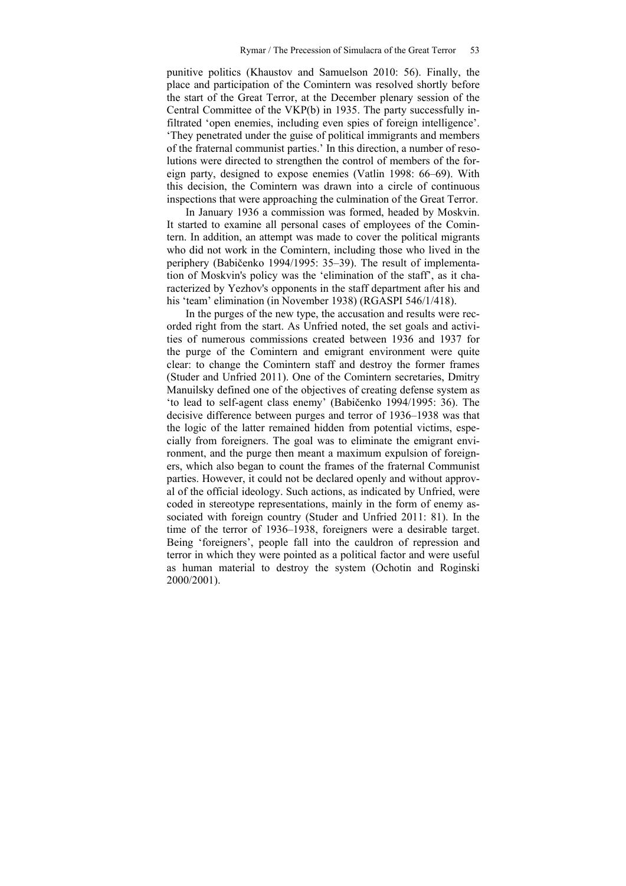punitive politics (Khaustov and Samuelson 2010: 56). Finally, the place and participation of the Comintern was resolved shortly before the start of the Great Terror, at the December plenary session of the Central Committee of the VKP(b) in 1935. The party successfully infiltrated 'open enemies, including even spies of foreign intelligence'. 'They penetrated under the guise of political immigrants and members of the fraternal communist parties.' In this direction, a number of resolutions were directed to strengthen the control of members of the foreign party, designed to expose enemies (Vatlin 1998: 66–69). With this decision, the Comintern was drawn into a circle of continuous inspections that were approaching the culmination of the Great Terror.

In January 1936 a commission was formed, headed by Moskvin. It started to examine all personal cases of employees of the Comintern. In addition, an attempt was made to cover the political migrants who did not work in the Comintern, including those who lived in the periphery (Babičenko 1994/1995: 35–39). The result of implementation of Moskvin's policy was the 'elimination of the staff', as it characterized by Yezhov's opponents in the staff department after his and his 'team' elimination (in November 1938) (RGASPI 546/1/418).

In the purges of the new type, the accusation and results were recorded right from the start. As Unfried noted, the set goals and activities of numerous commissions created between 1936 and 1937 for the purge of the Comintern and emigrant environment were quite clear: to change the Comintern staff and destroy the former frames (Studer and Unfried 2011). One of the Comintern secretaries, Dmitry Manuilsky defined one of the objectives of creating defense system as 'to lead to self-agent class enemy' (Babičenko 1994/1995: 36). The decisive difference between purges and terror of 1936–1938 was that the logic of the latter remained hidden from potential victims, especially from foreigners. The goal was to eliminate the emigrant environment, and the purge then meant a maximum expulsion of foreigners, which also began to count the frames of the fraternal Communist parties. However, it could not be declared openly and without approval of the official ideology. Such actions, as indicated by Unfried, were coded in stereotype representations, mainly in the form of enemy associated with foreign country (Studer and Unfried 2011: 81). In the time of the terror of 1936–1938, foreigners were a desirable target. Being 'foreigners', people fall into the cauldron of repression and terror in which they were pointed as a political factor and were useful as human material to destroy the system (Ochotin and Roginski 2000/2001).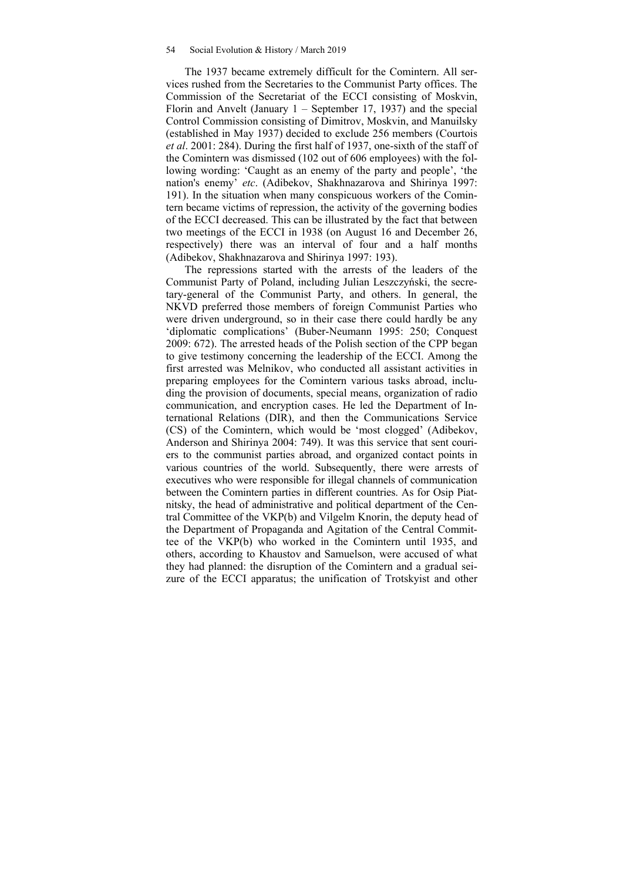The 1937 became extremely difficult for the Comintern. All services rushed from the Secretaries to the Communist Party offices. The Commission of the Secretariat of the ECCI consisting of Moskvin, Florin and Anvelt (January 1 – September 17, 1937) and the special Control Commission consisting of Dimitrov, Moskvin, and Manuilsky (established in May 1937) decided to exclude 256 members (Courtois *et al*. 2001: 284). During the first half of 1937, one-sixth of the staff of the Comintern was dismissed (102 out of 606 employees) with the following wording: 'Caught as an enemy of the party and people', 'the nation's enemy' *etc*. (Adibekov, Shakhnazarova and Shirinya 1997: 191). In the situation when many conspicuous workers of the Comintern became victims of repression, the activity of the governing bodies of the ECCI decreased. This can be illustrated by the fact that between two meetings of the ECCI in 1938 (on August 16 and December 26, respectively) there was an interval of four and a half months (Adibekov, Shakhnazarova and Shirinya 1997: 193).

The repressions started with the arrests of the leaders of the Communist Party of Poland, including Julian Leszczyński, the secretary-general of the Communist Party, and others. In general, the NKVD preferred those members of foreign Communist Parties who were driven underground, so in their case there could hardly be any 'diplomatic complications' (Buber-Neumann 1995: 250; Conquest 2009: 672). The arrested heads of the Polish section of the CPP began to give testimony concerning the leadership of the ECCI. Among the first arrested was Melnikov, who conducted all assistant activities in preparing employees for the Comintern various tasks abroad, including the provision of documents, special means, organization of radio communication, and encryption cases. He led the Department of International Relations (DIR), and then the Communications Service (CS) of the Comintern, which would be 'most clogged' (Adibekov, Anderson and Shirinya 2004: 749). It was this service that sent couriers to the communist parties abroad, and organized contact points in various countries of the world. Subsequently, there were arrests of executives who were responsible for illegal channels of communication between the Comintern parties in different countries. As for Osip Piatnitsky, the head of administrative and political department of the Central Committee of the VKP(b) and Vilgelm Knorin, the deputy head of the Department of Propaganda and Agitation of the Central Committee of the VKP(b) who worked in the Comintern until 1935, and others, according to Khaustov and Samuelson, were accused of what they had planned: the disruption of the Comintern and a gradual seizure of the ECCI apparatus; the unification of Trotskyist and other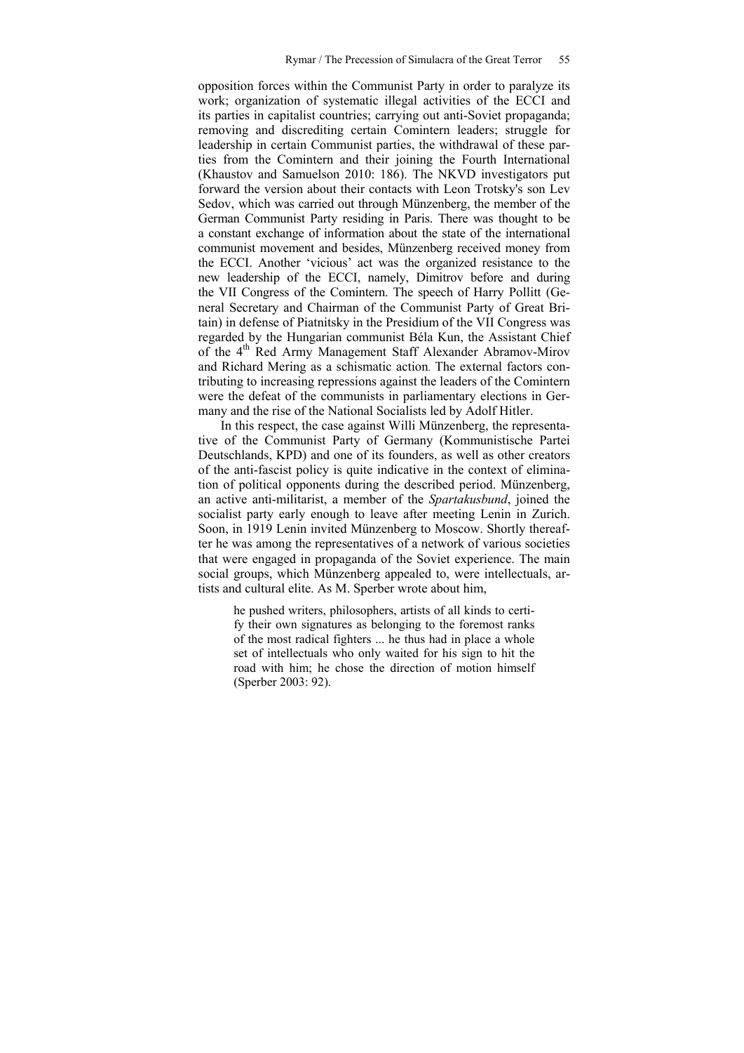opposition forces within the Communist Party in order to paralyze its work; organization of systematic illegal activities of the ECCI and its parties in capitalist countries; carrying out anti-Soviet propaganda; removing and discrediting certain Comintern leaders; struggle for leadership in certain Communist parties, the withdrawal of these parties from the Comintern and their joining the Fourth International (Khaustov and Samuelson 2010: 186). The NKVD investigators put forward the version about their contacts with Leon Trotsky's son Lev Sedov, which was carried out through Münzenberg, the member of the German Communist Party residing in Paris. There was thought to be a constant exchange of information about the state of the international communist movement and besides, Münzenberg received money from the ECCI. Another 'vicious' act was the organized resistance to the new leadership of the ECCI, namely, Dimitrov before and during the VII Congress of the Comintern. The speech of Harry Pollitt (General Secretary and Chairman of the Communist Party of Great Britain) in defense of Piatnitsky in the Presidium of the VII Congress was regarded by the Hungarian communist Béla Kun, the Assistant Chief of the 4th Red Army Management Staff Alexander Abramov-Mirov and Richard Mering as a schismatic action. The external factors contributing to increasing repressions against the leaders of the Comintern were the defeat of the communists in parliamentary elections in Germany and the rise of the National Socialists led by Adolf Hitler.

In this respect, the case against Willi Münzenberg, the representative of the Communist Party of Germany (Kommunistische Partei Deutschlands, KPD) and one of its founders, as well as other creators of the anti-fascist policy is quite indicative in the context of elimination of political opponents during the described period. Münzenberg, an active anti-militarist, a member of the *Spartakusbund*, joined the socialist party early enough to leave after meeting Lenin in Zurich. Soon, in 1919 Lenin invited Münzenberg to Moscow. Shortly thereafter he was among the representatives of a network of various societies that were engaged in propaganda of the Soviet experience. The main social groups, which Münzenberg appealed to, were intellectuals, artists and cultural elite. As M. Sperber wrote about him,

> he pushed writers, philosophers, artists of all kinds to certify their own signatures as belonging to the foremost ranks of the most radical fighters ... he thus had in place a whole set of intellectuals who only waited for his sign to hit the road with him; he chose the direction of motion himself (Sperber 2003: 92).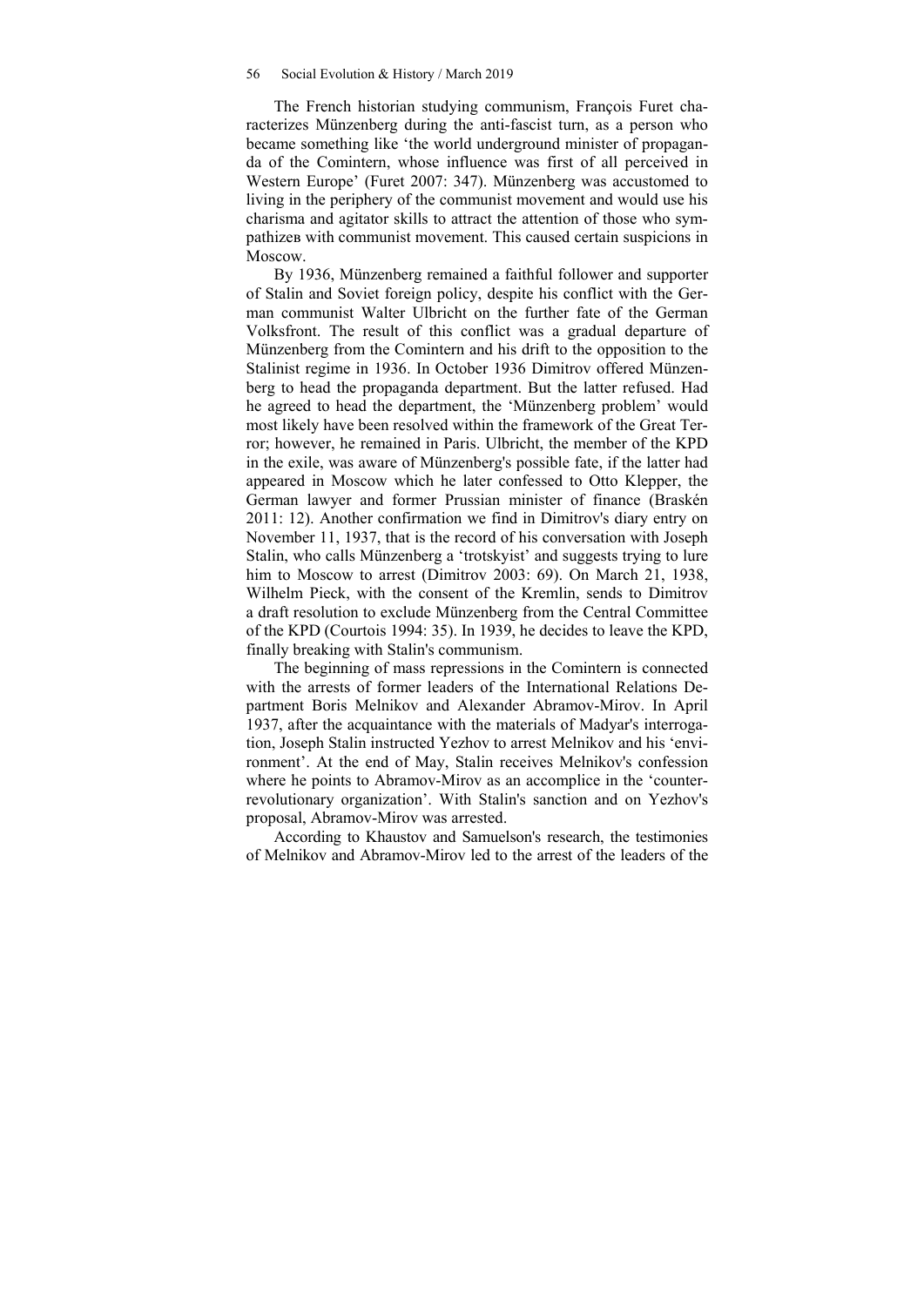The French historian studying communism, François Furet characterizes Münzenberg during the anti-fascist turn, as a person who became something like 'the world underground minister of propaganda of the Comintern, whose influence was first of all perceived in Western Europe' (Furet 2007: 347). Münzenberg was accustomed to living in the periphery of the communist movement and would use his charisma and agitator skills to attract the attention of those who sympathizeв with communist movement. This caused certain suspicions in Moscow.

By 1936, Münzenberg remained a faithful follower and supporter of Stalin and Soviet foreign policy, despite his conflict with the German communist Walter Ulbricht on the further fate of the German Volksfront. The result of this conflict was a gradual departure of Münzenberg from the Comintern and his drift to the opposition to the Stalinist regime in 1936. In October 1936 Dimitrov offered Münzenberg to head the propaganda department. But the latter refused. Had he agreed to head the department, the 'Münzenberg problem' would most likely have been resolved within the framework of the Great Terror; however, he remained in Paris. Ulbricht, the member of the KPD in the exile, was aware of Münzenberg's possible fate, if the latter had appeared in Moscow which he later confessed to Otto Klepper, the German lawyer and former Prussian minister of finance (Braskén 2011: 12). Another confirmation we find in Dimitrov's diary entry on November 11, 1937, that is the record of his conversation with Joseph Stalin, who calls Münzenberg a 'trotskyist' and suggests trying to lure him to Moscow to arrest (Dimitrov 2003: 69). On March 21, 1938, Wilhelm Pieck, with the consent of the Kremlin, sends to Dimitrov a draft resolution to exclude Münzenberg from the Central Committee of the KPD (Courtois 1994: 35). In 1939, he decides to leave the KPD, finally breaking with Stalin's communism.

The beginning of mass repressions in the Comintern is connected with the arrests of former leaders of the International Relations Department Boris Melnikov and Alexander Abramov-Mirov. In April 1937, after the acquaintance with the materials of Madyar's interrogation, Joseph Stalin instructed Yezhov to arrest Melnikov and his 'environment'. At the end of May, Stalin receives Melnikov's confession where he points to Abramov-Mirov as an accomplice in the 'counter-revolutionary organization'. With Stalin's sanction and on Yezhov's proposal, Abramov-Mirov was arrested.

According to Khaustov and Samuelson's research, the testimonies of Melnikov and Abramov-Mirov led to the arrest of the leaders of the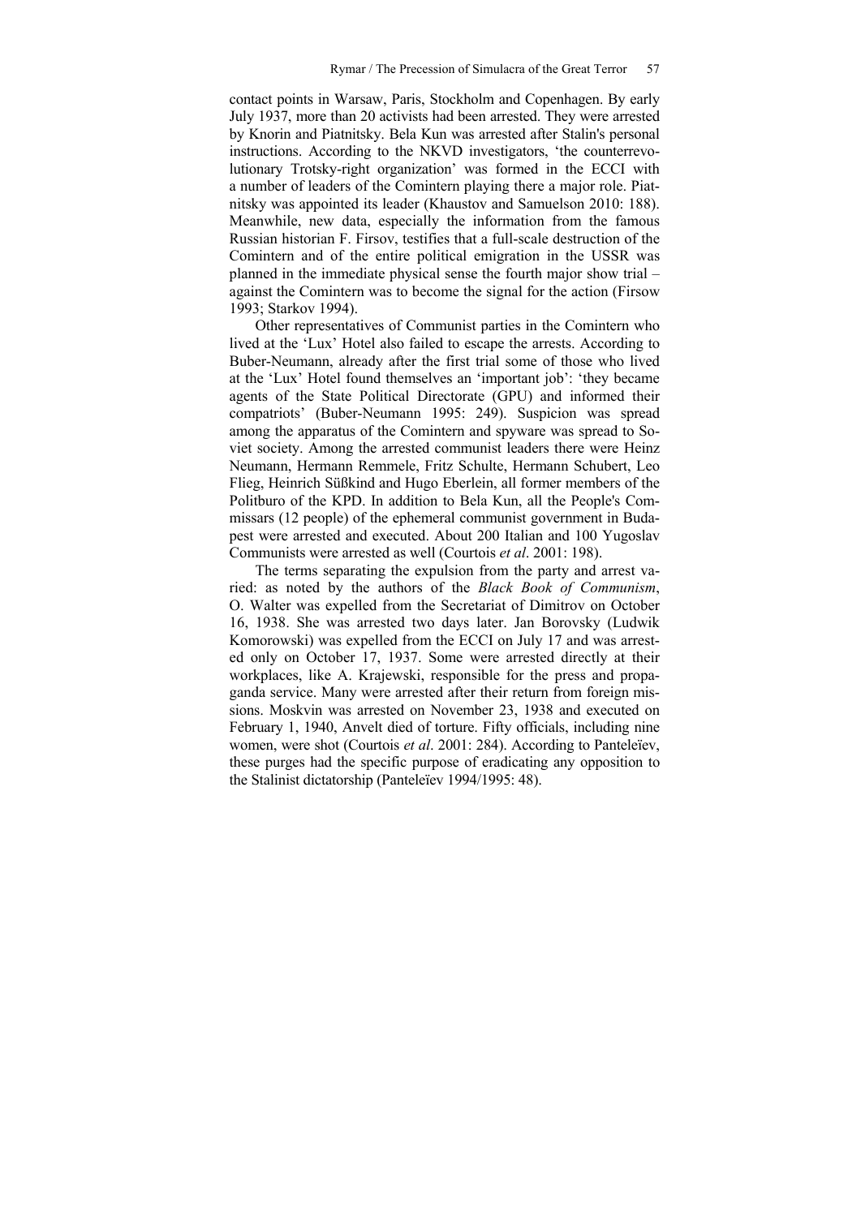contact points in Warsaw, Paris, Stockholm and Copenhagen. By early July 1937, more than 20 activists had been arrested. They were arrested by Knorin and Piatnitsky. Bela Kun was arrested after Stalin's personal instructions. According to the NKVD investigators, 'the counterrevolutionary Trotsky-right organization' was formed in the ECCI with a number of leaders of the Comintern playing there a major role. Piatnitsky was appointed its leader (Khaustov and Samuelson 2010: 188). Meanwhile, new data, especially the information from the famous Russian historian F. Firsov, testifies that a full-scale destruction of the Comintern and of the entire political emigration in the USSR was planned in the immediate physical sense the fourth major show trial – against the Comintern was to become the signal for the action (Firsow 1993; Starkov 1994).

Other representatives of Communist parties in the Comintern who lived at the 'Lux' Hotel also failed to escape the arrests. According to Buber-Neumann, already after the first trial some of those who lived at the 'Lux' Hotel found themselves an 'important job': 'they became agents of the State Political Directorate (GPU) and informed their compatriots' (Buber-Neumann 1995: 249). Suspicion was spread among the apparatus of the Comintern and spyware was spread to Soviet society. Among the arrested communist leaders there were Heinz Neumann, Hermann Remmele, Fritz Schulte, Hermann Schubert, Leo Flieg, Heinrich Süßkind and Hugo Eberlein, all former members of the Politburo of the KPD. In addition to Bela Kun, all the People's Commissars (12 people) of the ephemeral communist government in Budapest were arrested and executed. About 200 Italian and 100 Yugoslav Communists were arrested as well (Courtois *et al*. 2001: 198).

The terms separating the expulsion from the party and arrest varied: as noted by the authors of the *Black Book of Communism*, O. Walter was expelled from the Secretariat of Dimitrov on October 16, 1938. She was arrested two days later. Jan Borovsky (Ludwik Komorowski) was expelled from the ECCI on July 17 and was arrested only on October 17, 1937. Some were arrested directly at their workplaces, like A. Krajewski, responsible for the press and propaganda service. Many were arrested after their return from foreign missions. Moskvin was arrested on November 23, 1938 and executed on February 1, 1940, Anvelt died of torture. Fifty officials, including nine women, were shot (Courtois *et al*. 2001: 284). According to Panteleïev, these purges had the specific purpose of eradicating any opposition to the Stalinist dictatorship (Panteleïev 1994/1995: 48).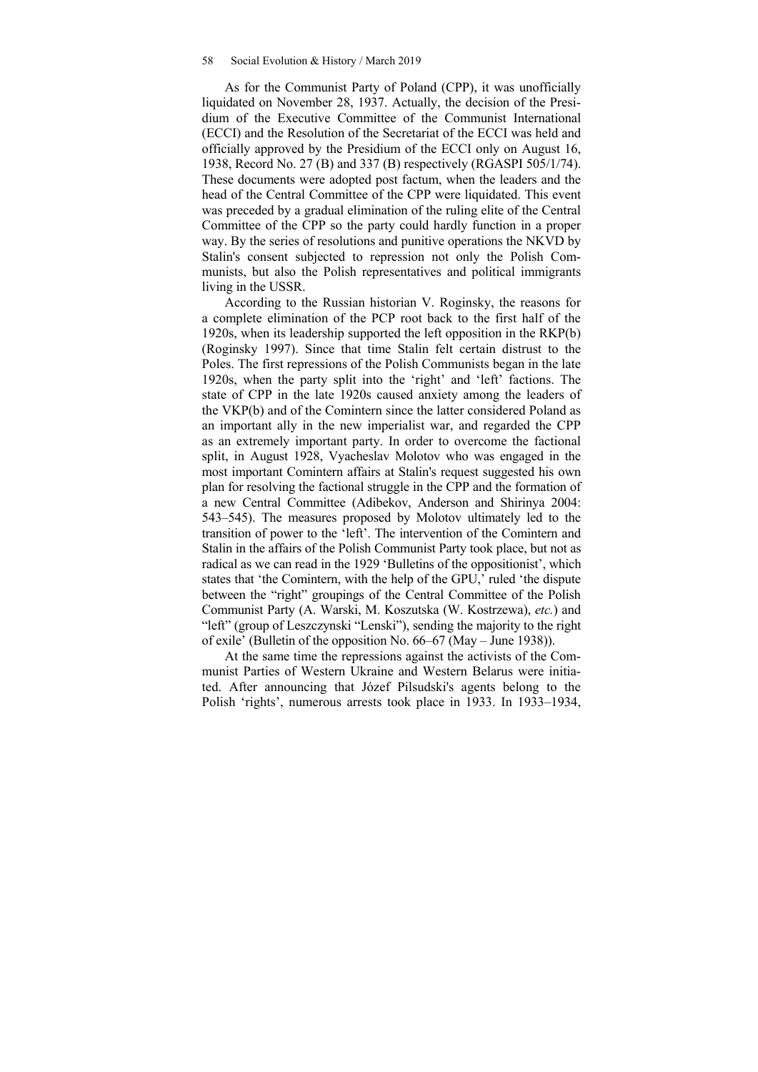As for the Communist Party of Poland (CPP), it was unofficially liquidated on November 28, 1937. Actually, the decision of the Presidium of the Executive Committee of the Communist International (ECCI) and the Resolution of the Secretariat of the ECCI was held and officially approved by the Presidium of the ECCI only on August 16, 1938, Record No. 27 (B) and 337 (B) respectively (RGASPI 505/1/74). These documents were adopted post factum, when the leaders and the head of the Central Committee of the CPP were liquidated. This event was preceded by a gradual elimination of the ruling elite of the Central Committee of the CPP so the party could hardly function in a proper way. By the series of resolutions and punitive operations the NKVD by Stalin's consent subjected to repression not only the Polish Communists, but also the Polish representatives and political immigrants living in the USSR.

According to the Russian historian V. Roginsky, the reasons for a complete elimination of the PCP root back to the first half of the 1920s, when its leadership supported the left opposition in the RKP(b) (Roginsky 1997). Since that time Stalin felt certain distrust to the Poles. The first repressions of the Polish Communists began in the late 1920s, when the party split into the 'right' and 'left' factions. The state of CPP in the late 1920s caused anxiety among the leaders of the VKP(b) and of the Comintern since the latter considered Poland as an important ally in the new imperialist war, and regarded the CPP as an extremely important party. In order to overcome the factional split, in August 1928, Vyacheslav Molotov who was engaged in the most important Comintern affairs at Stalin's request suggested his own plan for resolving the factional struggle in the CPP and the formation of a new Central Committee (Adibekov, Anderson and Shirinya 2004: 543–545). The measures proposed by Molotov ultimately led to the transition of power to the 'left'. The intervention of the Comintern and Stalin in the affairs of the Polish Communist Party took place, but not as radical as we can read in the 1929 'Bulletins of the oppositionist', which states that 'the Comintern, with the help of the GPU,' ruled 'the dispute between the "right" groupings of the Central Committee of the Polish Communist Party (A. Warski, M. Koszutska (W. Kostrzewa), *etc.*) and "left" (group of Leszczynski "Lenski"), sending the majority to the right of exile' (Bulletin of the opposition No. 66–67 (May – June 1938)).

At the same time the repressions against the activists of the Communist Parties of Western Ukraine and Western Belarus were initiated. After announcing that Józef Pilsudski's agents belong to the Polish 'rights', numerous arrests took place in 1933. In 1933–1934,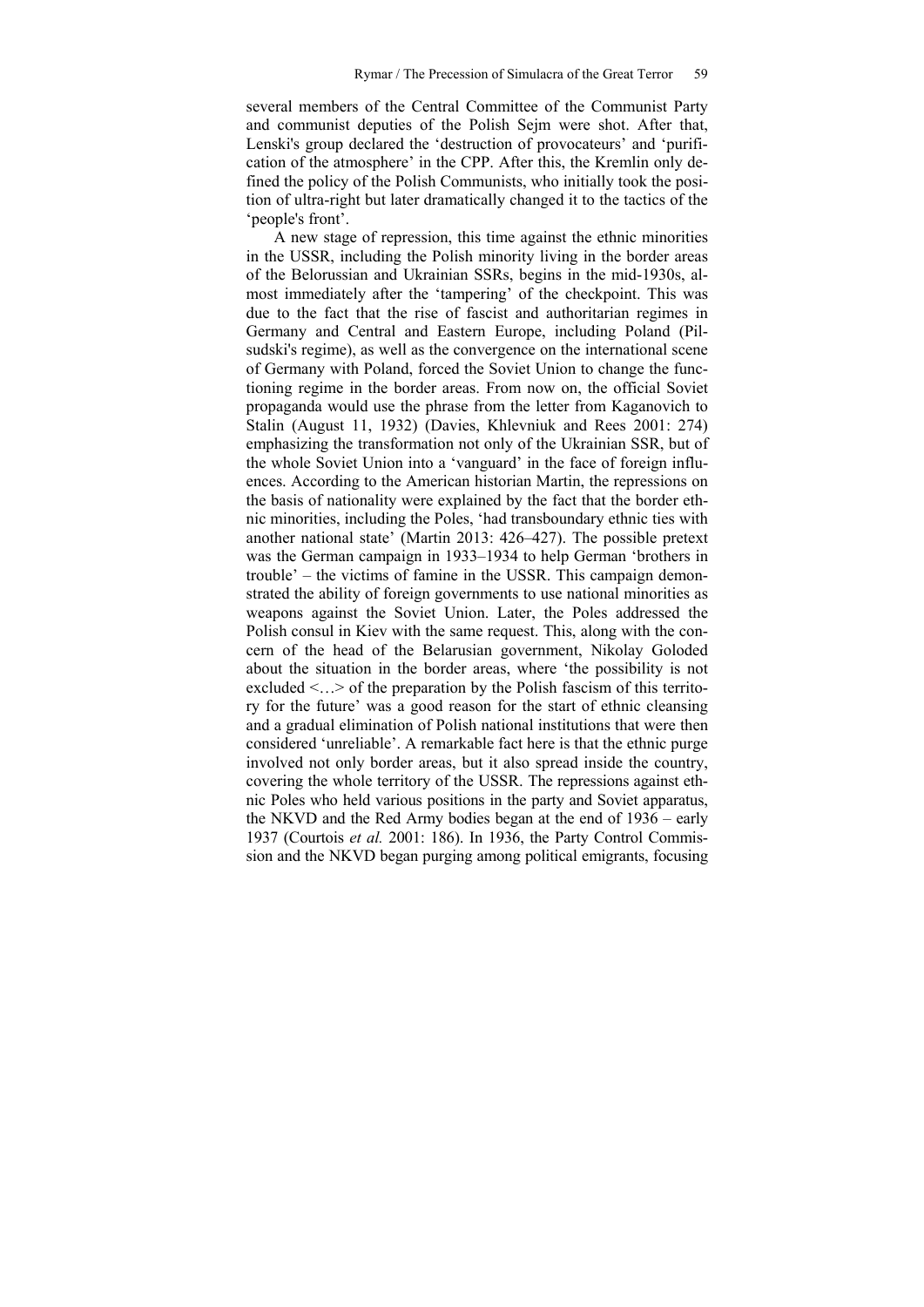several members of the Central Committee of the Communist Party and communist deputies of the Polish Sejm were shot. After that, Lenski's group declared the 'destruction of provocateurs' and 'purification of the atmosphere' in the CPP. After this, the Kremlin only defined the policy of the Polish Communists, who initially took the position of ultra-right but later dramatically changed it to the tactics of the 'people's front'.

A new stage of repression, this time against the ethnic minorities in the USSR, including the Polish minority living in the border areas of the Belorussian and Ukrainian SSRs, begins in the mid-1930s, almost immediately after the 'tampering' of the checkpoint. This was due to the fact that the rise of fascist and authoritarian regimes in Germany and Central and Eastern Europe, including Poland (Pilsudski's regime), as well as the convergence on the international scene of Germany with Poland, forced the Soviet Union to change the functioning regime in the border areas. From now on, the official Soviet propaganda would use the phrase from the letter from Kaganovich to Stalin (August 11, 1932) (Davies, Khlevniuk and Rees 2001: 274) emphasizing the transformation not only of the Ukrainian SSR, but of the whole Soviet Union into a 'vanguard' in the face of foreign influences. According to the American historian Martin, the repressions on the basis of nationality were explained by the fact that the border ethnic minorities, including the Poles, 'had transboundary ethnic ties with another national state' (Martin 2013: 426–427). The possible pretext was the German campaign in 1933–1934 to help German 'brothers in trouble' – the victims of famine in the USSR. This campaign demonstrated the ability of foreign governments to use national minorities as weapons against the Soviet Union. Later, the Poles addressed the Polish consul in Kiev with the same request. This, along with the concern of the head of the Belarusian government, Nikolay Goloded about the situation in the border areas, where 'the possibility is not excluded <…> of the preparation by the Polish fascism of this territory for the future' was a good reason for the start of ethnic cleansing and a gradual elimination of Polish national institutions that were then considered 'unreliable'. A remarkable fact here is that the ethnic purge involved not only border areas, but it also spread inside the country, covering the whole territory of the USSR. The repressions against ethnic Poles who held various positions in the party and Soviet apparatus, the NKVD and the Red Army bodies began at the end of 1936 – early 1937 (Courtois *et al.* 2001: 186). In 1936, the Party Control Commission and the NKVD began purging among political emigrants, focusing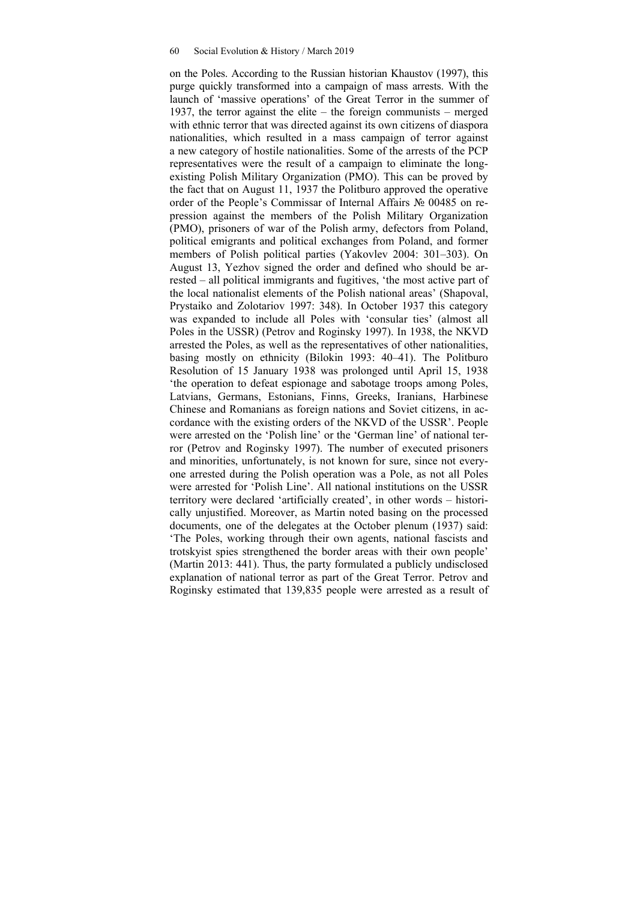on the Poles. According to the Russian historian Khaustov (1997), this purge quickly transformed into a campaign of mass arrests. With the launch of 'massive operations' of the Great Terror in the summer of 1937, the terror against the elite – the foreign communists – merged with ethnic terror that was directed against its own citizens of diaspora nationalities, which resulted in a mass campaign of terror against a new category of hostile nationalities. Some of the arrests of the PCP representatives were the result of a campaign to eliminate the long-existing Polish Military Organization (PMO). This can be proved by the fact that on August 11, 1937 the Politburo approved the operative order of the People's Commissar of Internal Affairs № 00485 on repression against the members of the Polish Military Organization (PMO), prisoners of war of the Polish army, defectors from Poland, political emigrants and political exchanges from Poland, and former members of Polish political parties (Yakovlev 2004: 301–303). On August 13, Yezhov signed the order and defined who should be arrested – all political immigrants and fugitives, 'the most active part of the local nationalist elements of the Polish national areas' (Shapoval, Prystaiko and Zolotariov 1997: 348). In October 1937 this category was expanded to include all Poles with 'consular ties' (almost all Poles in the USSR) (Petrov and Roginsky 1997). In 1938, the NKVD arrested the Poles, as well as the representatives of other nationalities, basing mostly on ethnicity (Bilokin 1993: 40–41). The Politburo Resolution of 15 January 1938 was prolonged until April 15, 1938 'the operation to defeat espionage and sabotage troops among Poles, Latvians, Germans, Estonians, Finns, Greeks, Iranians, Harbinese Chinese and Romanians as foreign nations and Soviet citizens, in accordance with the existing orders of the NKVD of the USSR'. People were arrested on the 'Polish line' or the 'German line' of national terror (Petrov and Roginsky 1997). The number of executed prisoners and minorities, unfortunately, is not known for sure, since not everyone arrested during the Polish operation was a Pole, as not all Poles were arrested for 'Polish Line'. All national institutions on the USSR territory were declared 'artificially created', in other words – historically unjustified. Moreover, as Martin noted basing on the processed documents, one of the delegates at the October plenum (1937) said: 'The Poles, working through their own agents, national fascists and trotskyist spies strengthened the border areas with their own people' (Martin 2013: 441). Thus, the party formulated a publicly undisclosed explanation of national terror as part of the Great Terror. Petrov and Roginsky estimated that 139,835 people were arrested as a result of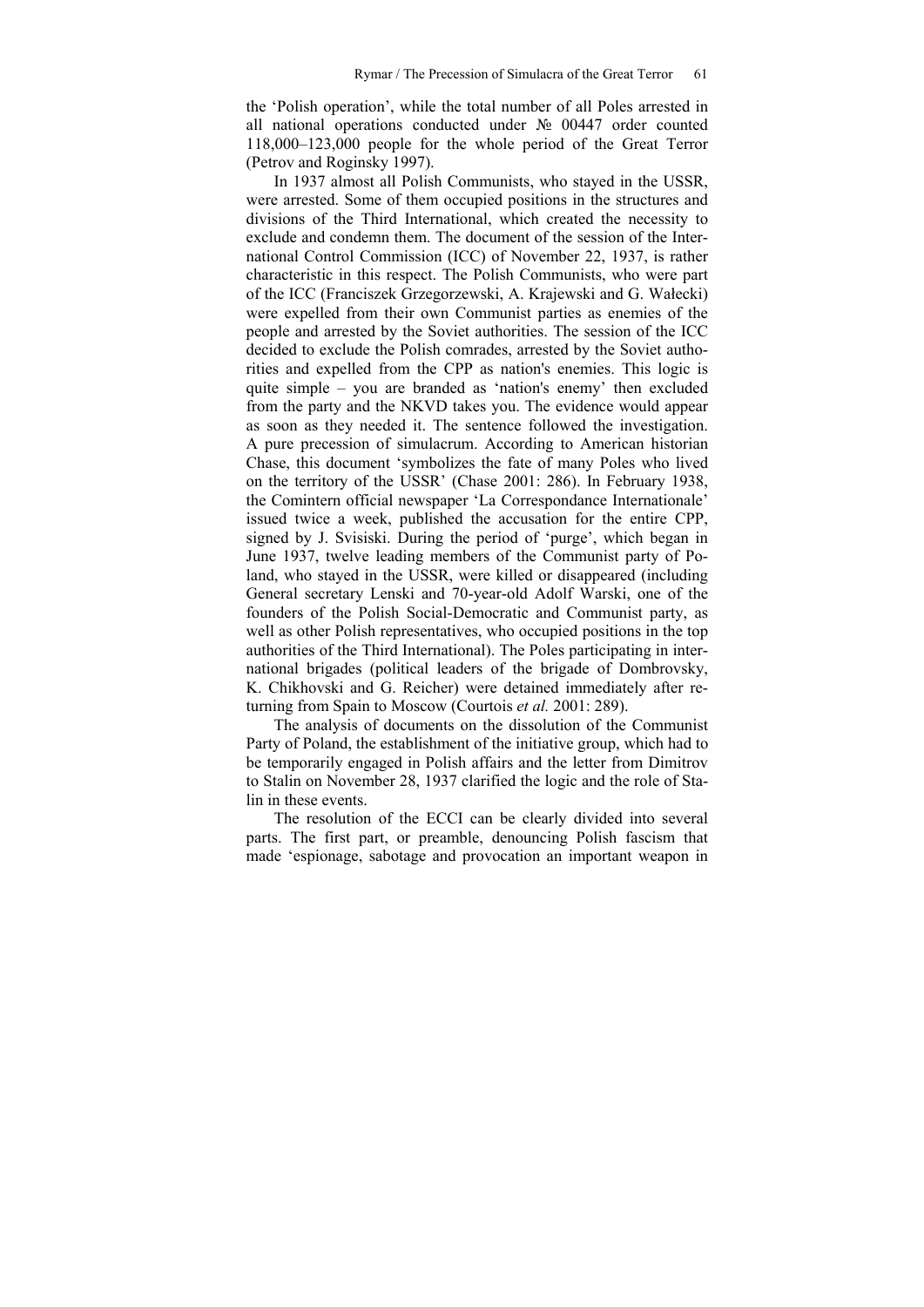the 'Polish operation', while the total number of all Poles arrested in all national operations conducted under № 00447 order counted 118,000–123,000 people for the whole period of the Great Terror (Petrov and Roginsky 1997).

In 1937 almost all Polish Communists, who stayed in the USSR, were arrested. Some of them occupied positions in the structures and divisions of the Third International, which created the necessity to exclude and condemn them. The document of the session of the International Control Commission (ICC) of November 22, 1937, is rather characteristic in this respect. The Polish Communists, who were part of the ICC (Franciszek Grzegorzewski, A. Krajewski and G. Wałecki) were expelled from their own Communist parties as enemies of the people and arrested by the Soviet authorities. The session of the ICC decided to exclude the Polish comrades, arrested by the Soviet authorities and expelled from the CPP as nation's enemies. This logic is quite simple – you are branded as 'nation's enemy' then excluded from the party and the NKVD takes you. The evidence would appear as soon as they needed it. The sentence followed the investigation. A pure precession of simulacrum. According to American historian Chase, this document 'symbolizes the fate of many Poles who lived on the territory of the USSR' (Chase 2001: 286). In February 1938, the Comintern official newspaper 'La Correspondance Internationale' issued twice a week, published the accusation for the entire CPP, signed by J. Svisiski. During the period of 'purge', which began in June 1937, twelve leading members of the Communist party of Poland, who stayed in the USSR, were killed or disappeared (including General secretary Lenski and 70-year-old Adolf Warski, one of the founders of the Polish Social-Democratic and Communist party, as well as other Polish representatives, who occupied positions in the top authorities of the Third International). The Poles participating in international brigades (political leaders of the brigade of Dombrovsky, K. Chikhovski and G. Reicher) were detained immediately after returning from Spain to Moscow (Courtois *et al.* 2001: 289).

The analysis of documents on the dissolution of the Communist Party of Poland, the establishment of the initiative group, which had to be temporarily engaged in Polish affairs and the letter from Dimitrov to Stalin on November 28, 1937 clarified the logic and the role of Stalin in these events.

The resolution of the ECCI can be clearly divided into several parts. The first part, or preamble, denouncing Polish fascism that made 'espionage, sabotage and provocation an important weapon in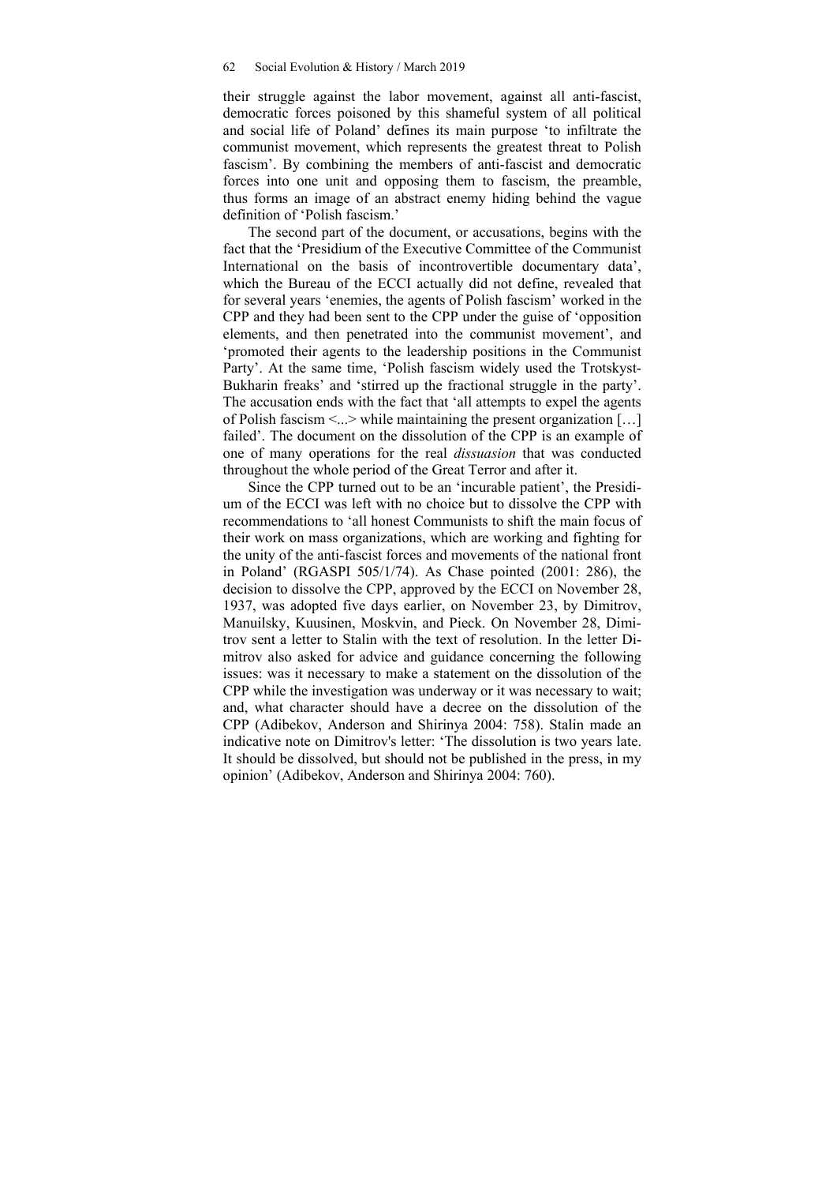their struggle against the labor movement, against all anti-fascist, democratic forces poisoned by this shameful system of all political and social life of Poland' defines its main purpose 'to infiltrate the communist movement, which represents the greatest threat to Polish fascism'. By combining the members of anti-fascist and democratic forces into one unit and opposing them to fascism, the preamble, thus forms an image of an abstract enemy hiding behind the vague definition of 'Polish fascism.'

The second part of the document, or accusations, begins with the fact that the 'Presidium of the Executive Committee of the Communist International on the basis of incontrovertible documentary data', which the Bureau of the ECCI actually did not define, revealed that for several years 'enemies, the agents of Polish fascism' worked in the CPP and they had been sent to the CPP under the guise of 'opposition elements, and then penetrated into the communist movement', and 'promoted their agents to the leadership positions in the Communist Party'. At the same time, 'Polish fascism widely used the Trotskyst-Bukharin freaks' and 'stirred up the fractional struggle in the party'. The accusation ends with the fact that 'all attempts to expel the agents of Polish fascism <...> while maintaining the present organization […] failed'. The document on the dissolution of the CPP is an example of one of many operations for the real *dissuasion* that was conducted throughout the whole period of the Great Terror and after it.

Since the CPP turned out to be an 'incurable patient', the Presidium of the ECCI was left with no choice but to dissolve the CPP with recommendations to 'all honest Communists to shift the main focus of their work on mass organizations, which are working and fighting for the unity of the anti-fascist forces and movements of the national front in Poland' (RGASPI 505/1/74). As Chase pointed (2001: 286), the decision to dissolve the CPP, approved by the ECCI on November 28, 1937, was adopted five days earlier, on November 23, by Dimitrov, Manuilsky, Kuusinen, Moskvin, and Pieck. On November 28, Dimitrov sent a letter to Stalin with the text of resolution. In the letter Dimitrov also asked for advice and guidance concerning the following issues: was it necessary to make a statement on the dissolution of the CPP while the investigation was underway or it was necessary to wait; and, what character should have a decree on the dissolution of the CPP (Adibekov, Anderson and Shirinya 2004: 758). Stalin made an indicative note on Dimitrov's letter: 'The dissolution is two years late. It should be dissolved, but should not be published in the press, in my opinion' (Adibekov, Anderson and Shirinya 2004: 760).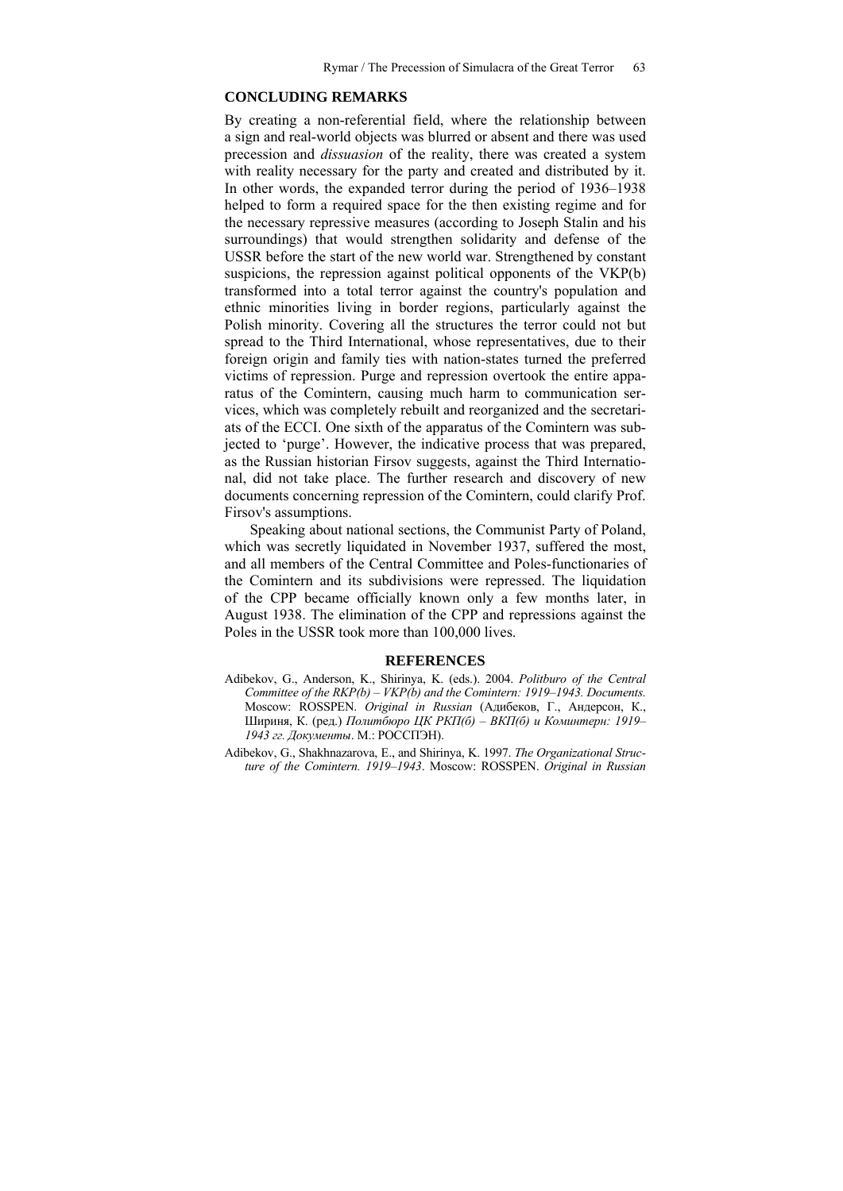## CONCLUDING REMARKS

By creating a non-referential field, where the relationship between a sign and real-world objects was blurred or absent and there was used precession and *dissuasion* of the reality, there was created a system with reality necessary for the party and created and distributed by it. In other words, the expanded terror during the period of 1936–1938 helped to form a required space for the then existing regime and for the necessary repressive measures (according to Joseph Stalin and his surroundings) that would strengthen solidarity and defense of the USSR before the start of the new world war. Strengthened by constant suspicions, the repression against political opponents of the VKP(b) transformed into a total terror against the country's population and ethnic minorities living in border regions, particularly against the Polish minority. Covering all the structures the terror could not but spread to the Third International, whose representatives, due to their foreign origin and family ties with nation-states turned the preferred victims of repression. Purge and repression overtook the entire apparatus of the Comintern, causing much harm to communication services, which was completely rebuilt and reorganized and the secretariats of the ECCI. One sixth of the apparatus of the Comintern was subjected to 'purge'. However, the indicative process that was prepared, as the Russian historian Firsov suggests, against the Third International, did not take place. The further research and discovery of new documents concerning repression of the Comintern, could clarify Prof. Firsov's assumptions.

Speaking about national sections, the Communist Party of Poland, which was secretly liquidated in November 1937, suffered the most, and all members of the Central Committee and Poles-functionaries of the Comintern and its subdivisions were repressed. The liquidation of the CPP became officially known only a few months later, in August 1938. The elimination of the CPP and repressions against the Poles in the USSR took more than 100,000 lives.

## REFERENCES

Adibekov, G., Anderson, K., Shirinya, K. (eds.). 2004. *Politburo of the Central Committee of the RKP(b) – VKP(b) and the Comintern: 1919–1943. Documents.* Moscow: ROSSPEN. *Original in Russian* (Адибеков, Г., Андерсон, К., Ширинinfinity, К. (ред.) *Политбюро ЦК РКП(б) – ВКП(б) и Коминтерн: 1919–1943 гг. Документы*. М.: РОССПЭН).

Adibekov, G., Shakhnazarova, E., and Shirinya, K. 1997. *The Organizational Structure of the Comintern. 1919–1943*. Moscow: ROSSPEN. *Original in Russian*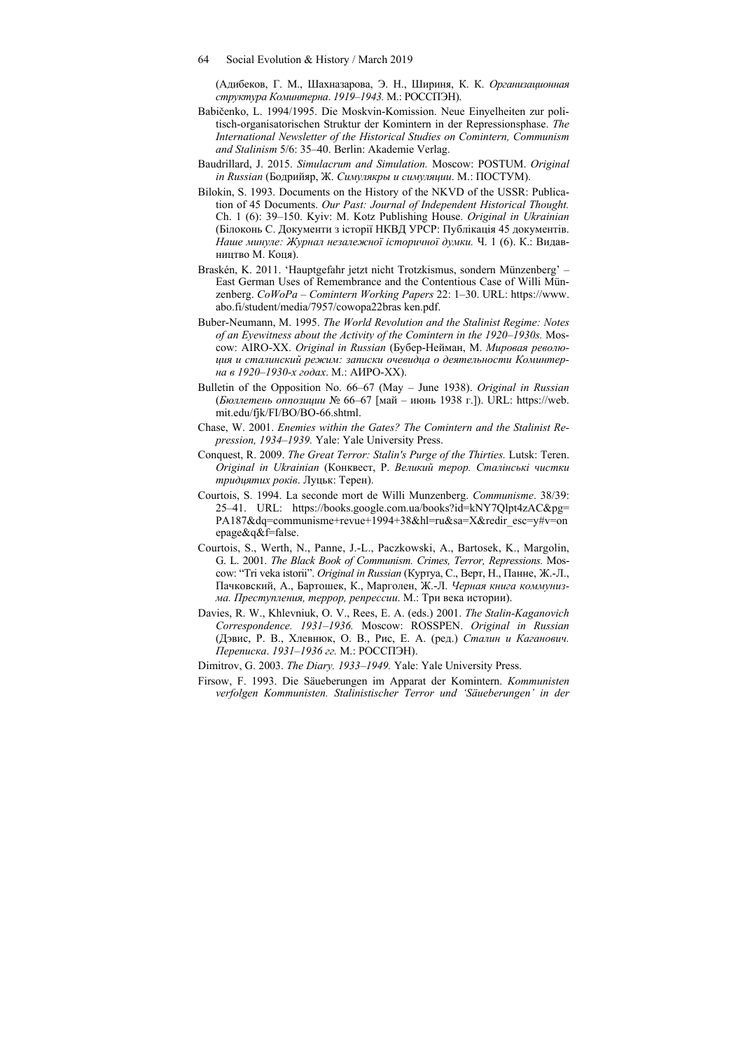(Адибеков, Г. М., Шахназарова, Э. Н., Шириня, К. К. *Организационная структура Коминтерна. 1919–1943.* М.: РОССПЭН).

Babičenko, L. 1994/1995. Die Moskvin-Komission. Neue Einyelheiten zur politisch-organisatorischen Struktur der Komintern in der Repressionsphase. *The International Newsletter of the Historical Studies on Comintern, Communism and Stalinism* 5/6: 35–40. Berlin: Akademie Verlag.

Baudrillard, J. 2015. *Simulacrum and Simulation.* Moscow: POSTUM. *Original in Russian* (Бодрийяр, Ж. *Симулякры и симуляции*. М.: ПОСТУМ).

Bilokin, S. 1993. Documents on the History of the NKVD of the USSR: Publication of 45 Documents. *Our Past: Journal of Independent Historical Thought.* Ch. 1 (6): 39–150. Kyiv: M. Kotz Publishing House. *Original in Ukrainian* (Білоконь С. Документи з історії НКВД УРСР: Публікація 45 документів. *Наше минуле: Журнал незалежної історичної думки.* Ч. 1 (6). К.: Видавництво М. Коця).

Braskén, K. 2011. 'Hauptgefahr jetzt nicht Trotzkismus, sondern Münzenberg' – East German Uses of Remembrance and the Contentious Case of Willi Münzenberg. *CoWoPa – Comintern Working Papers* 22: 1–30. URL: https://www.abo.fi/student/media/7957/cowopa22bras ken.pdf.

Buber-Neumann, M. 1995. *The World Revolution and the Stalinist Regime: Notes of an Eyewitness about the Activity of the Comintern in the 1920–1930s.* Moscow: AIRO-XX. *Original in Russian* (Бубер-Нейман, М. *Мировая революция и сталинский режим: записки очевидца о деятельности Коминтерна в 1920–1930-х годах*. М.: АИРО-XX).

Bulletin of the Opposition No. 66–67 (May – June 1938). *Original in Russian* (*Бюллетень оппозиции* № 66–67 [май – июнь 1938 г.]). URL: https://web.mit.edu/fjk/FI/BO/BO-66.shtml.

Chase, W. 2001. *Enemies within the Gates? The Comintern and the Stalinist Repression, 1934–1939.* Yale: Yale University Press.

Conquest, R. 2009. *The Great Terror: Stalin's Purge of the Thirties.* Lutsk: Teren. *Original in Ukrainian* (Конквест, Р. *Великий терор. Сталінські чистки тридцятих років*. Луцьк: Терен).

Courtois, S. 1994. La seconde mort de Willi Munzenberg. *Communisme*. 38/39: 25–41. URL: https://books.google.com.ua/books?id=kNY7Qlpt4zAC&pg=PA187&dq=communisme+revue+1994+38&hl=ru&sa=X&redir_esc=y#v=onepage&q&f=false.

Courtois, S., Werth, N., Panne, J.-L., Paczkowski, A., Bartosek, K., Margolin, G. L. 2001. *The Black Book of Communism. Crimes, Terror, Repressions.* Moscow: "Tri veka istorii". *Original in Russian* (Куртуа, С., Верт, Н., Панне, Ж.-Л., Пачковский, А., Бартошек, К., Марголен, Ж.-Л. *Черная книга коммунизма. Преступления, террор, репрессии*. М.: Три века истории).

Davies, R. W., Khlevniuk, O. V., Rees, E. A. (eds.) 2001. *The Stalin-Kaganovich Correspondence. 1931–1936.* Moscow: ROSSPEN. *Original in Russian* (Дэвис, Р. В., Хлевнюк, О. В., Рис, Е. А. (ред.) *Сталин и Каганович. Переписка. 1931–1936 гг.* М.: РОССПЭН).

Dimitrov, G. 2003. *The Diary. 1933–1949.* Yale: Yale University Press.

Firsow, F. 1993. Die Säueberungen im Apparat der Komintern. *Kommunisten verfolgen Kommunisten. Stalinistischer Terror und 'Säueberungen' in der*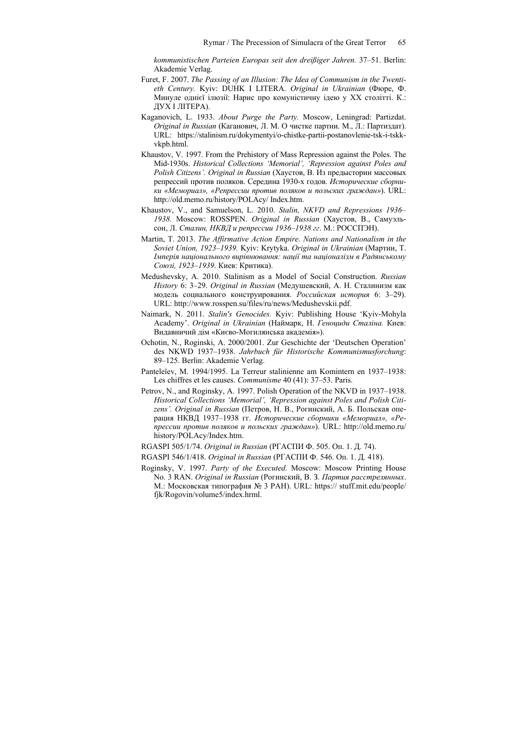*kommunistischen Parteien Europas seit den dreißiger Jahren.* 37–51. Berlin: Akademie Verlag.

Furet, F. 2007. *The Passing of an Illusion: The Idea of Communism in the Twentieth Century.* Kyiv: DUHK I LITERA. *Original in Ukrainian* (Фюре, Ф. Минуле однієї ілюзії: Нарис про комуністичну ідею у XX столітті. К.: ДУХ І ЛІТЕРА).

Kaganovich, L. 1933. *About Purge the Party.* Moscow, Leningrad: Partizdat. *Original in Russian* (Каганович, Л. М. О чистке партии. М., Л.: Партиздат). URL: https://stalinism.ru/dokymentyi/o-chistke-partii-postanovlenie-tsk-i-tskk-vkpb.html.

Khaustov, V. 1997. From the Prehistory of Mass Repression against the Poles. The Mid-1930s. *Historical Collections 'Memorial', 'Repression against Poles and Polish Citizens'. Original in Russian* (Хаустов, В. Из предыстории массовых репрессий против поляков. Середина 1930-х годов. *Исторические сборники «Мемориал», «Репрессии против поляков и польских граждан»*). URL: http://old.memo.ru/history/POLAcy/ Index.htm.

Khaustov, V., and Samuelson, L. 2010. *Stalin, NKVD and Repressions 1936–1938.* Moscow: ROSSPEN. *Original in Russian* (Хаустов, В., Самуэльсон, Л. *Сталин, НКВД и репрессии 1936–1938 гг*. М.: РОССПЭН).

Martin, T. 2013. *The Affirmative Action Empire. Nations and Nationalism in the Soviet Union, 1923–1939.* Kyiv: Krytyka. *Original in Ukrainian* (Мартин, Т. *Імперія національного вирівнювання: нації та націоналізм в Радянському Союзі, 1923–1939*. Киев: Критика).

Medushevsky, A. 2010. Stalinism as a Model of Social Construction. *Russian History* 6: 3–29. *Original in Russian* (Медушевский, А. Н. Сталинизм как модель социального конструирования. *Российская история* 6: 3–29). URL: http://www.rosspen.su/files/ru/news/Medushevskii.pdf.

Naimark, N. 2011. *Stalin's Genocides.* Kyiv: Publishing House 'Kyiv-Mohyla Academy'. *Original in Ukrainian* (Наймарк, Н. *Геноциди Сталіна.* Киев: Видавничий дім «Києво-Могилянська академія»).

Ochotin, N., Roginski, A. 2000/2001. Zur Geschichte der 'Deutschen Operation' des NKWD 1937–1938. *Jahrbuch für Historische Kommunismusforchung*: 89–125. Berlin: Akademie Verlag.

Panteleïev, M. 1994/1995. La Terreur stalinienne am Komintern en 1937–1938: Les chiffres et les causes. *Communisme* 40 (41): 37–53. Paris.

Petrov, N., and Roginsky, A. 1997. Polish Operation of the NKVD in 1937–1938. *Historical Collections 'Memorial', 'Repression against Poles and Polish Citizens'. Original in Russian* (Петров, Н. В., Рогинский, А. Б. Польская операция НКВД 1937–1938 гг. *Исторические сборники «Мемориал», «Репрессии против поляков и польских граждан»*). URL: http://old.memo.ru/history/POLAcy/Index.htm.

RGASPI 505/1/74. *Original in Russian* (РГАСПИ Ф. 505. Оп. 1. Д. 74).

RGASPI 546/1/418. *Original in Russian* (РГАСПИ Ф. 546. Оп. 1. Д. 418).

Roginsky, V. 1997. *Party of the Executed.* Moscow: Moscow Printing House No. 3 RAN. *Original in Russian* (Рогинский, В. З. *Партия расстрелянных*. М.: Московская типография № 3 РАН). URL: https:// stuff.mit.edu/people/fjk/Rogovin/volume5/index.hrml.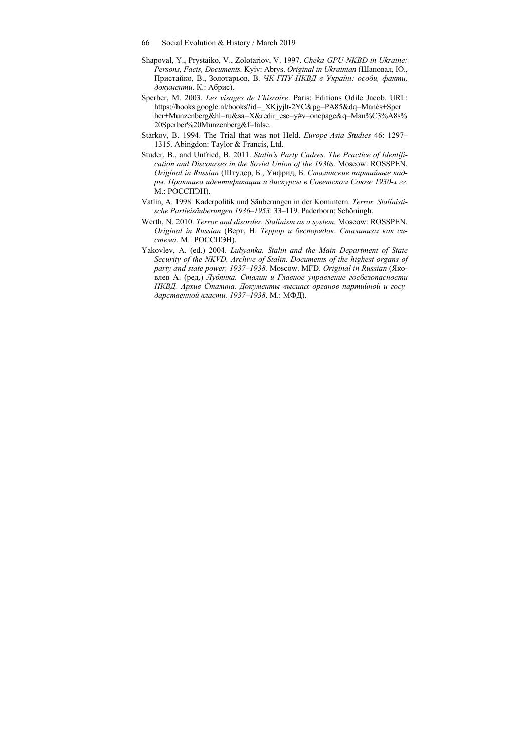Shapoval, Y., Prystaiko, V., Zolotariov, V. 1997. *Cheka-GPU-NKBD in Ukraine: Persons, Facts, Documents.* Kyiv: Abrys. *Original in Ukrainian* (Шаповал, Ю., Пристайко, В., Золотарьов, В. *ЧК-ГПУ-НКВД в Україні: особи, факти, документи*. К.: Абрис).

Sperber, M. 2003. *Les visages de l'hisroire*. Paris: Editions Odile Jacob. URL: https://books.google.nl/books?id=_XKjyjlt-2YC&pg=PA85&dq=Manès+Sperber+Munzenberg&hl=ru&sa=X&redir_esc=y#v=onepage&q=Man%C3%A8s%20Sperber%20Munzenberg&f=false.

Starkov, B. 1994. The Trial that was not Held. *Europe-Asia Studies* 46: 1297–1315. Abingdon: Taylor & Francis, Ltd.

Studer, B., and Unfried, B. 2011. *Stalin's Party Cadres. The Practice of Identification and Discourses in the Soviet Union of the 1930s.* Moscow: ROSSPEN. *Original in Russian* (Штудер, Б., Унфрид, Б. *Сталинские партийные кадры. Практика идентификации и дискурсы в Советском Союзе 1930-х гг*. М.: РОССПЭН).

Vatlin, A. 1998. Kaderpolitik und Säuberungen in der Komintern. *Terror. Stalinistische Partieisäuberungen 1936–1953*: 33–119. Paderborn: Schöningh.

Werth, N. 2010. *Terror and disorder. Stalinism as a system.* Moscow: ROSSPEN. *Original in Russian* (Верт, Н. *Террор и беспорядок. Сталинизм как система*. М.: РОССПЭН).

Yakovlev, A. (ed.) 2004. *Lubyanka. Stalin and the Main Department of State Security of the NKVD. Archive of Stalin. Documents of the highest organs of party and state power. 1937–1938.* Moscow. MFD. *Original in Russian* (Яковлев А. (ред.) *Лубянка. Сталин и Главное управление госбезопасности НКВД. Архив Сталина. Документы высших органов партийной и государственной власти. 1937–1938*. М.: МФД).